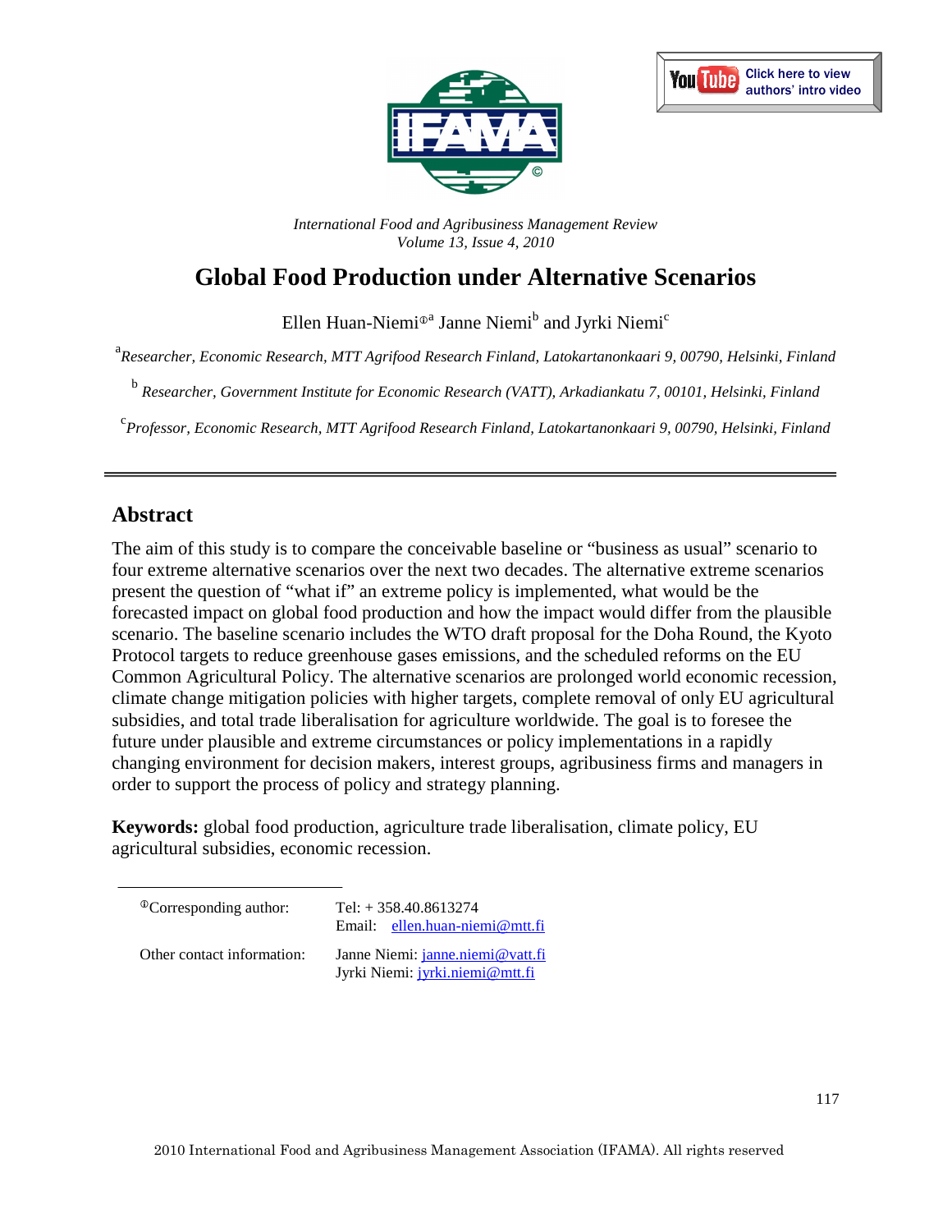*International Food and Agribusiness Management Review*
*Volume 13, Issue 4, 2010*

# Global Food Production under Alternative Scenarios

Ellen Huan-Niemi[ⓘa] Janne Niemi[b] and Jyrki Niemi[c]

[a] *Researcher, Economic Research, MTT Agrifood Research Finland, Latokartanonkaari 9, 00790, Helsinki, Finland*

[b] *Researcher, Government Institute for Economic Research (VATT), Arkadiankatu 7, 00101, Helsinki, Finland*

[c] *Professor, Economic Research, MTT Agrifood Research Finland, Latokartanonkaari 9, 00790, Helsinki, Finland*

## Abstract

The aim of this study is to compare the conceivable baseline or "business as usual" scenario to four extreme alternative scenarios over the next two decades. The alternative extreme scenarios present the question of "what if" an extreme policy is implemented, what would be the forecasted impact on global food production and how the impact would differ from the plausible scenario. The baseline scenario includes the WTO draft proposal for the Doha Round, the Kyoto Protocol targets to reduce greenhouse gases emissions, and the scheduled reforms on the EU Common Agricultural Policy. The alternative scenarios are prolonged world economic recession, climate change mitigation policies with higher targets, complete removal of only EU agricultural subsidies, and total trade liberalisation for agriculture worldwide. The goal is to foresee the future under plausible and extreme circumstances or policy implementations in a rapidly changing environment for decision makers, interest groups, agribusiness firms and managers in order to support the process of policy and strategy planning.

**Keywords:** global food production, agriculture trade liberalisation, climate policy, EU agricultural subsidies, economic recession.

---

| [ⓘ]Corresponding author: | Tel: + 358.40.8613274<br>Email: ellen.huan-niemi@mtt.fi |
|---|---|
| Other contact information: | Janne Niemi: janne.niemi@vatt.fi<br>Jyrki Niemi: jyrki.niemi@mtt.fi |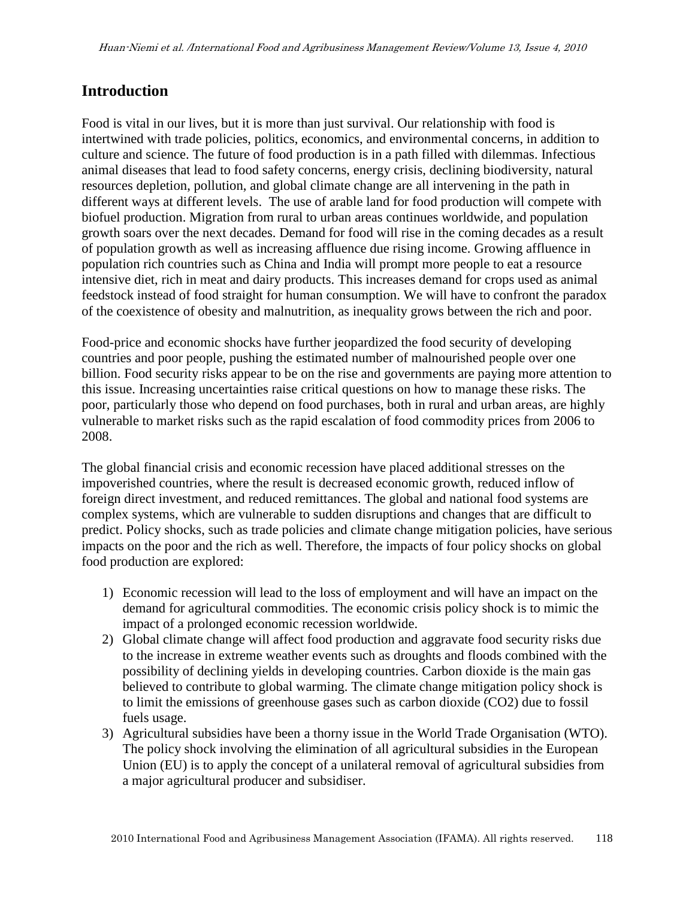## Introduction

Food is vital in our lives, but it is more than just survival. Our relationship with food is intertwined with trade policies, politics, economics, and environmental concerns, in addition to culture and science. The future of food production is in a path filled with dilemmas. Infectious animal diseases that lead to food safety concerns, energy crisis, declining biodiversity, natural resources depletion, pollution, and global climate change are all intervening in the path in different ways at different levels. The use of arable land for food production will compete with biofuel production. Migration from rural to urban areas continues worldwide, and population growth soars over the next decades. Demand for food will rise in the coming decades as a result of population growth as well as increasing affluence due rising income. Growing affluence in population rich countries such as China and India will prompt more people to eat a resource intensive diet, rich in meat and dairy products. This increases demand for crops used as animal feedstock instead of food straight for human consumption. We will have to confront the paradox of the coexistence of obesity and malnutrition, as inequality grows between the rich and poor.

Food-price and economic shocks have further jeopardized the food security of developing countries and poor people, pushing the estimated number of malnourished people over one billion. Food security risks appear to be on the rise and governments are paying more attention to this issue. Increasing uncertainties raise critical questions on how to manage these risks. The poor, particularly those who depend on food purchases, both in rural and urban areas, are highly vulnerable to market risks such as the rapid escalation of food commodity prices from 2006 to 2008.

The global financial crisis and economic recession have placed additional stresses on the impoverished countries, where the result is decreased economic growth, reduced inflow of foreign direct investment, and reduced remittances. The global and national food systems are complex systems, which are vulnerable to sudden disruptions and changes that are difficult to predict. Policy shocks, such as trade policies and climate change mitigation policies, have serious impacts on the poor and the rich as well. Therefore, the impacts of four policy shocks on global food production are explored:

1) Economic recession will lead to the loss of employment and will have an impact on the demand for agricultural commodities. The economic crisis policy shock is to mimic the impact of a prolonged economic recession worldwide.
2) Global climate change will affect food production and aggravate food security risks due to the increase in extreme weather events such as droughts and floods combined with the possibility of declining yields in developing countries. Carbon dioxide is the main gas believed to contribute to global warming. The climate change mitigation policy shock is to limit the emissions of greenhouse gases such as carbon dioxide ($CO_2$) due to fossil fuels usage.
3) Agricultural subsidies have been a thorny issue in the World Trade Organisation (WTO). The policy shock involving the elimination of all agricultural subsidies in the European Union (EU) is to apply the concept of a unilateral removal of agricultural subsidies from a major agricultural producer and subsidiser.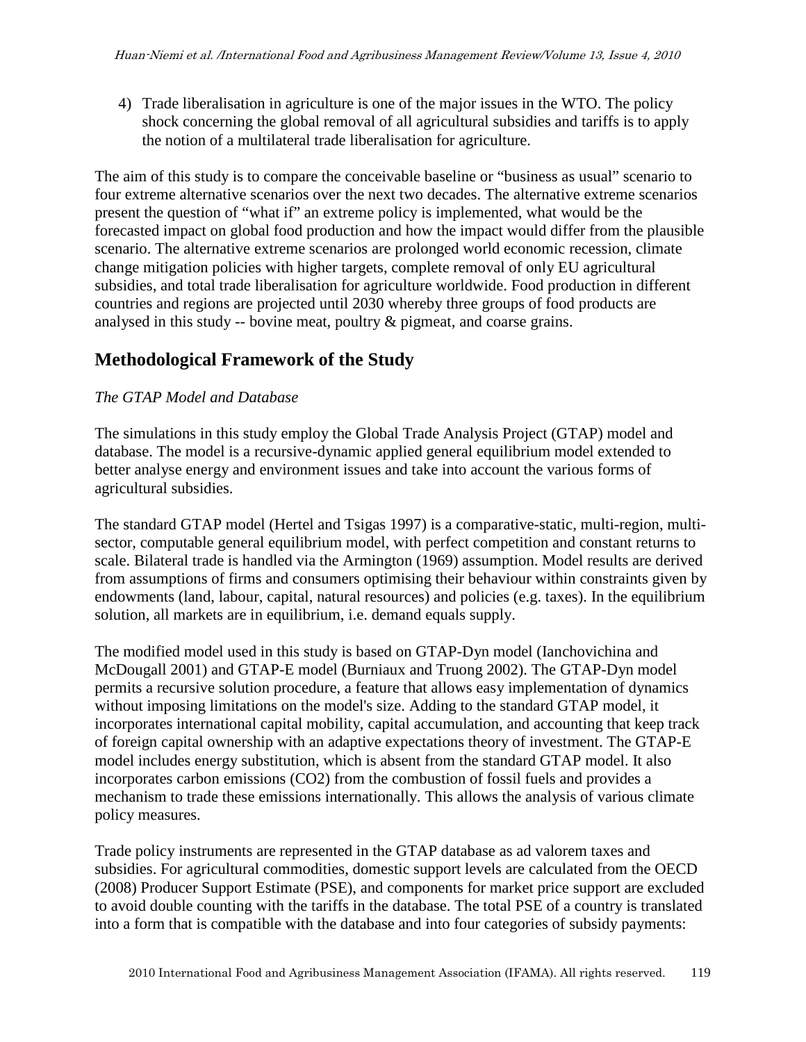4) Trade liberalisation in agriculture is one of the major issues in the WTO. The policy shock concerning the global removal of all agricultural subsidies and tariffs is to apply the notion of a multilateral trade liberalisation for agriculture.

The aim of this study is to compare the conceivable baseline or "business as usual" scenario to four extreme alternative scenarios over the next two decades. The alternative extreme scenarios present the question of "what if" an extreme policy is implemented, what would be the forecasted impact on global food production and how the impact would differ from the plausible scenario. The alternative extreme scenarios are prolonged world economic recession, climate change mitigation policies with higher targets, complete removal of only EU agricultural subsidies, and total trade liberalisation for agriculture worldwide. Food production in different countries and regions are projected until 2030 whereby three groups of food products are analysed in this study -- bovine meat, poultry & pigmeat, and coarse grains.

## Methodological Framework of the Study

*The GTAP Model and Database*

The simulations in this study employ the Global Trade Analysis Project (GTAP) model and database. The model is a recursive-dynamic applied general equilibrium model extended to better analyse energy and environment issues and take into account the various forms of agricultural subsidies.

The standard GTAP model (Hertel and Tsigas 1997) is a comparative-static, multi-region, multi-sector, computable general equilibrium model, with perfect competition and constant returns to scale. Bilateral trade is handled via the Armington (1969) assumption. Model results are derived from assumptions of firms and consumers optimising their behaviour within constraints given by endowments (land, labour, capital, natural resources) and policies (e.g. taxes). In the equilibrium solution, all markets are in equilibrium, i.e. demand equals supply.

The modified model used in this study is based on GTAP-Dyn model (Ianchovichina and McDougall 2001) and GTAP-E model (Burniaux and Truong 2002). The GTAP-Dyn model permits a recursive solution procedure, a feature that allows easy implementation of dynamics without imposing limitations on the model's size. Adding to the standard GTAP model, it incorporates international capital mobility, capital accumulation, and accounting that keep track of foreign capital ownership with an adaptive expectations theory of investment. The GTAP-E model includes energy substitution, which is absent from the standard GTAP model. It also incorporates carbon emissions ($CO_2$) from the combustion of fossil fuels and provides a mechanism to trade these emissions internationally. This allows the analysis of various climate policy measures.

Trade policy instruments are represented in the GTAP database as ad valorem taxes and subsidies. For agricultural commodities, domestic support levels are calculated from the OECD (2008) Producer Support Estimate (PSE), and components for market price support are excluded to avoid double counting with the tariffs in the database. The total PSE of a country is translated into a form that is compatible with the database and into four categories of subsidy payments: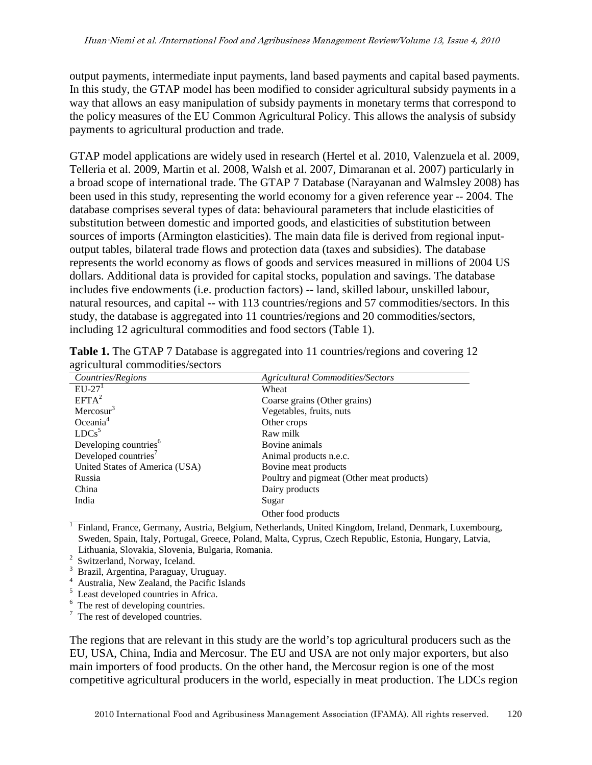output payments, intermediate input payments, land based payments and capital based payments. In this study, the GTAP model has been modified to consider agricultural subsidy payments in a way that allows an easy manipulation of subsidy payments in monetary terms that correspond to the policy measures of the EU Common Agricultural Policy. This allows the analysis of subsidy payments to agricultural production and trade.

GTAP model applications are widely used in research (Hertel et al. 2010, Valenzuela et al. 2009, Telleria et al. 2009, Martin et al. 2008, Walsh et al. 2007, Dimaranan et al. 2007) particularly in a broad scope of international trade. The GTAP 7 Database (Narayanan and Walmsley 2008) has been used in this study, representing the world economy for a given reference year -- 2004. The database comprises several types of data: behavioural parameters that include elasticities of substitution between domestic and imported goods, and elasticities of substitution between sources of imports (Armington elasticities). The main data file is derived from regional input-output tables, bilateral trade flows and protection data (taxes and subsidies). The database represents the world economy as flows of goods and services measured in millions of 2004 US dollars. Additional data is provided for capital stocks, population and savings. The database includes five endowments (i.e. production factors) -- land, skilled labour, unskilled labour, natural resources, and capital -- with 113 countries/regions and 57 commodities/sectors. In this study, the database is aggregated into 11 countries/regions and 20 commodities/sectors, including 12 agricultural commodities and food sectors (Table 1).

**Table 1.** The GTAP 7 Database is aggregated into 11 countries/regions and covering 12 agricultural commodities/sectors

| *Countries/Regions* | *Agricultural Commodities/Sectors* |
|---|---|
| EU-27[1] | Wheat |
| EFTA[2] | Coarse grains (Other grains) |
| Mercosur[3] | Vegetables, fruits, nuts |
| Oceania[4] | Other crops |
| LDCs[5] | Raw milk |
| Developing countries[6] | Bovine animals |
| Developed countries[7] | Animal products n.e.c. |
| United States of America (USA) | Bovine meat products |
| Russia | Poultry and pigmeat (Other meat products) |
| China | Dairy products |
| India | Sugar |
| | Other food products |

[1] Finland, France, Germany, Austria, Belgium, Netherlands, United Kingdom, Ireland, Denmark, Luxembourg, Sweden, Spain, Italy, Portugal, Greece, Poland, Malta, Cyprus, Czech Republic, Estonia, Hungary, Latvia, Lithuania, Slovakia, Slovenia, Bulgaria, Romania.
[2] Switzerland, Norway, Iceland.
[3] Brazil, Argentina, Paraguay, Uruguay.
[4] Australia, New Zealand, the Pacific Islands
[5] Least developed countries in Africa.
[6] The rest of developing countries.
[7] The rest of developed countries.

The regions that are relevant in this study are the world's top agricultural producers such as the EU, USA, China, India and Mercosur. The EU and USA are not only major exporters, but also main importers of food products. On the other hand, the Mercosur region is one of the most competitive agricultural producers in the world, especially in meat production. The LDCs region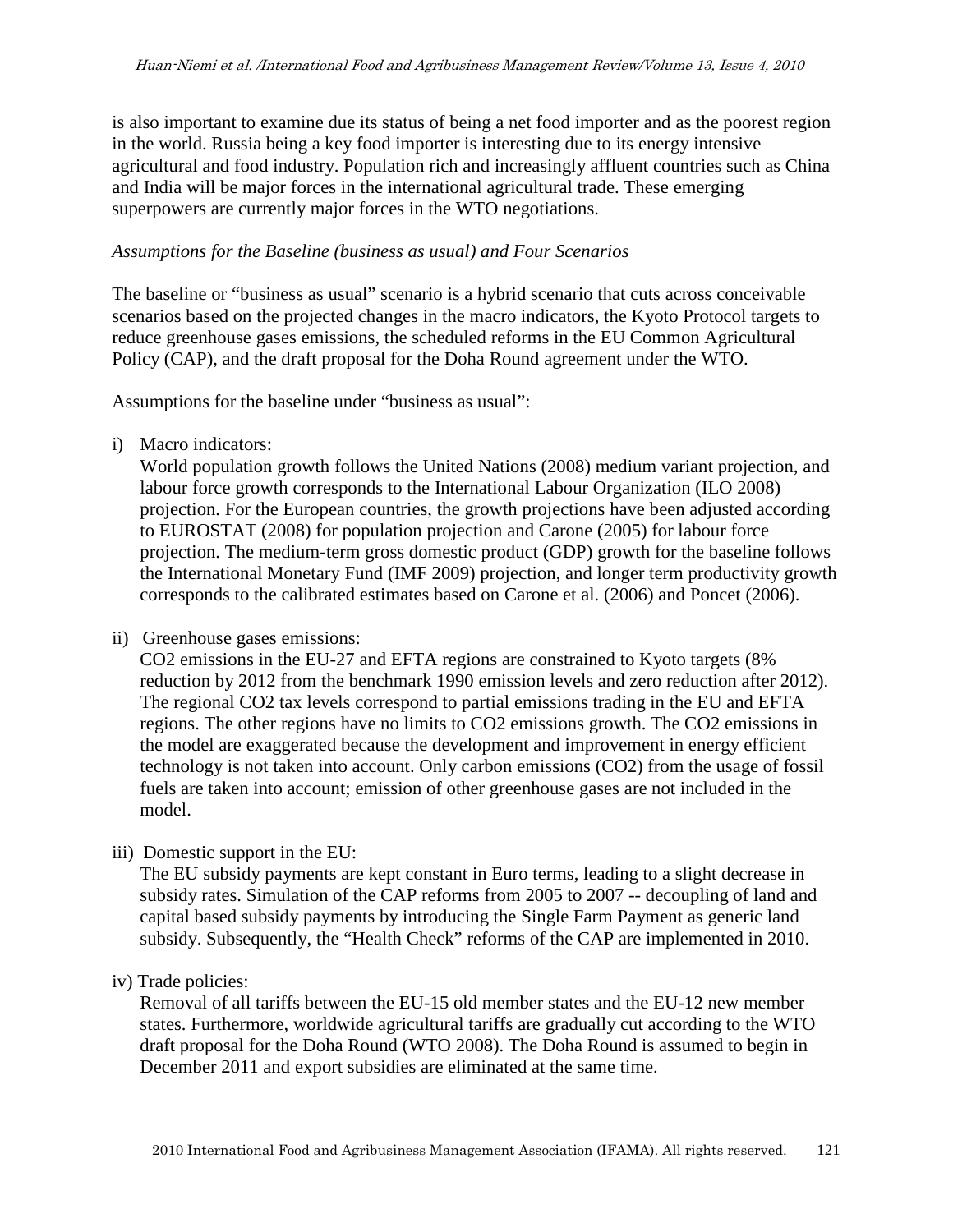is also important to examine due its status of being a net food importer and as the poorest region in the world. Russia being a key food importer is interesting due to its energy intensive agricultural and food industry. Population rich and increasingly affluent countries such as China and India will be major forces in the international agricultural trade. These emerging superpowers are currently major forces in the WTO negotiations.

*Assumptions for the Baseline (business as usual) and Four Scenarios*

The baseline or "business as usual" scenario is a hybrid scenario that cuts across conceivable scenarios based on the projected changes in the macro indicators, the Kyoto Protocol targets to reduce greenhouse gases emissions, the scheduled reforms in the EU Common Agricultural Policy (CAP), and the draft proposal for the Doha Round agreement under the WTO.

Assumptions for the baseline under "business as usual":

i) Macro indicators:
World population growth follows the United Nations (2008) medium variant projection, and labour force growth corresponds to the International Labour Organization (ILO 2008) projection. For the European countries, the growth projections have been adjusted according to EUROSTAT (2008) for population projection and Carone (2005) for labour force projection. The medium-term gross domestic product (GDP) growth for the baseline follows the International Monetary Fund (IMF 2009) projection, and longer term productivity growth corresponds to the calibrated estimates based on Carone et al. (2006) and Poncet (2006).

ii) Greenhouse gases emissions:
$CO_2$ emissions in the EU-27 and EFTA regions are constrained to Kyoto targets (8% reduction by 2012 from the benchmark 1990 emission levels and zero reduction after 2012). The regional $CO_2$ tax levels correspond to partial emissions trading in the EU and EFTA regions. The other regions have no limits to $CO_2$ emissions growth. The $CO_2$ emissions in the model are exaggerated because the development and improvement in energy efficient technology is not taken into account. Only carbon emissions ($CO_2$) from the usage of fossil fuels are taken into account; emission of other greenhouse gases are not included in the model.

iii) Domestic support in the EU:
The EU subsidy payments are kept constant in Euro terms, leading to a slight decrease in subsidy rates. Simulation of the CAP reforms from 2005 to 2007 -- decoupling of land and capital based subsidy payments by introducing the Single Farm Payment as generic land subsidy. Subsequently, the "Health Check" reforms of the CAP are implemented in 2010.

iv) Trade policies:
Removal of all tariffs between the EU-15 old member states and the EU-12 new member states. Furthermore, worldwide agricultural tariffs are gradually cut according to the WTO draft proposal for the Doha Round (WTO 2008). The Doha Round is assumed to begin in December 2011 and export subsidies are eliminated at the same time.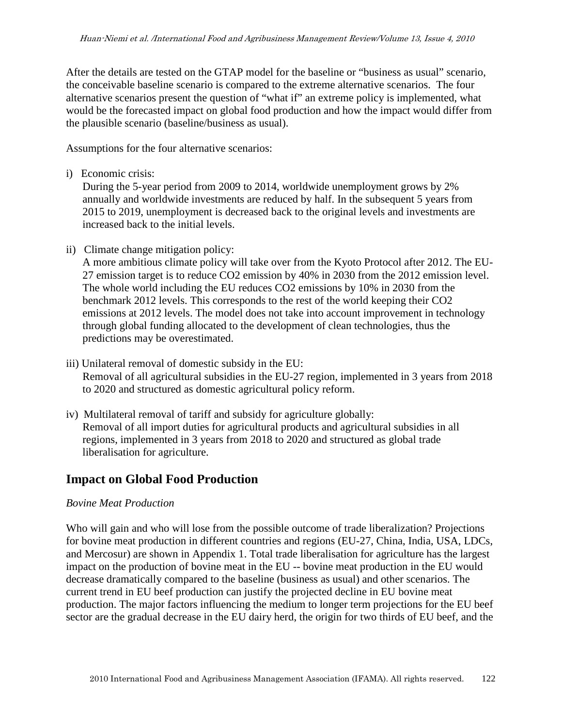After the details are tested on the GTAP model for the baseline or "business as usual" scenario, the conceivable baseline scenario is compared to the extreme alternative scenarios. The four alternative scenarios present the question of "what if" an extreme policy is implemented, what would be the forecasted impact on global food production and how the impact would differ from the plausible scenario (baseline/business as usual).

Assumptions for the four alternative scenarios:

i) Economic crisis:
During the 5-year period from 2009 to 2014, worldwide unemployment grows by 2% annually and worldwide investments are reduced by half. In the subsequent 5 years from 2015 to 2019, unemployment is decreased back to the original levels and investments are increased back to the initial levels.

ii) Climate change mitigation policy:
A more ambitious climate policy will take over from the Kyoto Protocol after 2012. The EU-27 emission target is to reduce $CO_2$ emission by 40% in 2030 from the 2012 emission level. The whole world including the EU reduces $CO_2$ emissions by 10% in 2030 from the benchmark 2012 levels. This corresponds to the rest of the world keeping their $CO_2$ emissions at 2012 levels. The model does not take into account improvement in technology through global funding allocated to the development of clean technologies, thus the predictions may be overestimated.

iii) Unilateral removal of domestic subsidy in the EU:
Removal of all agricultural subsidies in the EU-27 region, implemented in 3 years from 2018 to 2020 and structured as domestic agricultural policy reform.

iv) Multilateral removal of tariff and subsidy for agriculture globally:
Removal of all import duties for agricultural products and agricultural subsidies in all regions, implemented in 3 years from 2018 to 2020 and structured as global trade liberalisation for agriculture.

## Impact on Global Food Production

*Bovine Meat Production*

Who will gain and who will lose from the possible outcome of trade liberalization? Projections for bovine meat production in different countries and regions (EU-27, China, India, USA, LDCs, and Mercosur) are shown in Appendix 1. Total trade liberalisation for agriculture has the largest impact on the production of bovine meat in the EU -- bovine meat production in the EU would decrease dramatically compared to the baseline (business as usual) and other scenarios. The current trend in EU beef production can justify the projected decline in EU bovine meat production. The major factors influencing the medium to longer term projections for the EU beef sector are the gradual decrease in the EU dairy herd, the origin for two thirds of EU beef, and the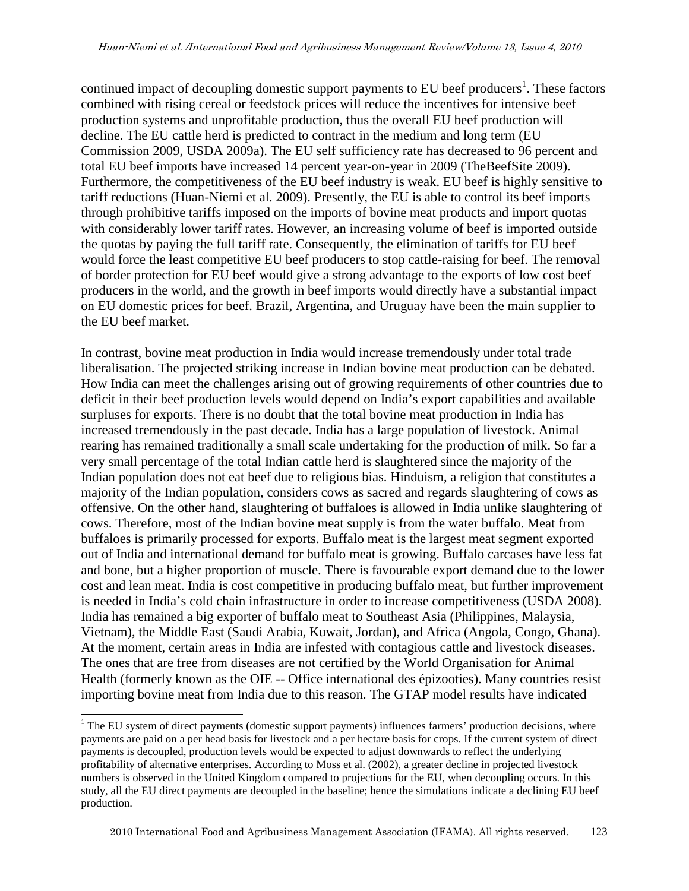continued impact of decoupling domestic support payments to EU beef producers[1]. These factors combined with rising cereal or feedstock prices will reduce the incentives for intensive beef production systems and unprofitable production, thus the overall EU beef production will decline. The EU cattle herd is predicted to contract in the medium and long term (EU Commission 2009, USDA 2009a). The EU self sufficiency rate has decreased to 96 percent and total EU beef imports have increased 14 percent year-on-year in 2009 (TheBeefSite 2009). Furthermore, the competitiveness of the EU beef industry is weak. EU beef is highly sensitive to tariff reductions (Huan-Niemi et al. 2009). Presently, the EU is able to control its beef imports through prohibitive tariffs imposed on the imports of bovine meat products and import quotas with considerably lower tariff rates. However, an increasing volume of beef is imported outside the quotas by paying the full tariff rate. Consequently, the elimination of tariffs for EU beef would force the least competitive EU beef producers to stop cattle-raising for beef. The removal of border protection for EU beef would give a strong advantage to the exports of low cost beef producers in the world, and the growth in beef imports would directly have a substantial impact on EU domestic prices for beef. Brazil, Argentina, and Uruguay have been the main supplier to the EU beef market.

In contrast, bovine meat production in India would increase tremendously under total trade liberalisation. The projected striking increase in Indian bovine meat production can be debated. How India can meet the challenges arising out of growing requirements of other countries due to deficit in their beef production levels would depend on India's export capabilities and available surpluses for exports. There is no doubt that the total bovine meat production in India has increased tremendously in the past decade. India has a large population of livestock. Animal rearing has remained traditionally a small scale undertaking for the production of milk. So far a very small percentage of the total Indian cattle herd is slaughtered since the majority of the Indian population does not eat beef due to religious bias. Hinduism, a religion that constitutes a majority of the Indian population, considers cows as sacred and regards slaughtering of cows as offensive. On the other hand, slaughtering of buffaloes is allowed in India unlike slaughtering of cows. Therefore, most of the Indian bovine meat supply is from the water buffalo. Meat from buffaloes is primarily processed for exports. Buffalo meat is the largest meat segment exported out of India and international demand for buffalo meat is growing. Buffalo carcases have less fat and bone, but a higher proportion of muscle. There is favourable export demand due to the lower cost and lean meat. India is cost competitive in producing buffalo meat, but further improvement is needed in India's cold chain infrastructure in order to increase competitiveness (USDA 2008). India has remained a big exporter of buffalo meat to Southeast Asia (Philippines, Malaysia, Vietnam), the Middle East (Saudi Arabia, Kuwait, Jordan), and Africa (Angola, Congo, Ghana). At the moment, certain areas in India are infested with contagious cattle and livestock diseases. The ones that are free from diseases are not certified by the World Organisation for Animal Health (formerly known as the OIE -- Office international des épizooties). Many countries resist importing bovine meat from India due to this reason. The GTAP model results have indicated

---

[1] The EU system of direct payments (domestic support payments) influences farmers' production decisions, where payments are paid on a per head basis for livestock and a per hectare basis for crops. If the current system of direct payments is decoupled, production levels would be expected to adjust downwards to reflect the underlying profitability of alternative enterprises. According to Moss et al. (2002), a greater decline in projected livestock numbers is observed in the United Kingdom compared to projections for the EU, when decoupling occurs. In this study, all the EU direct payments are decoupled in the baseline; hence the simulations indicate a declining EU beef production.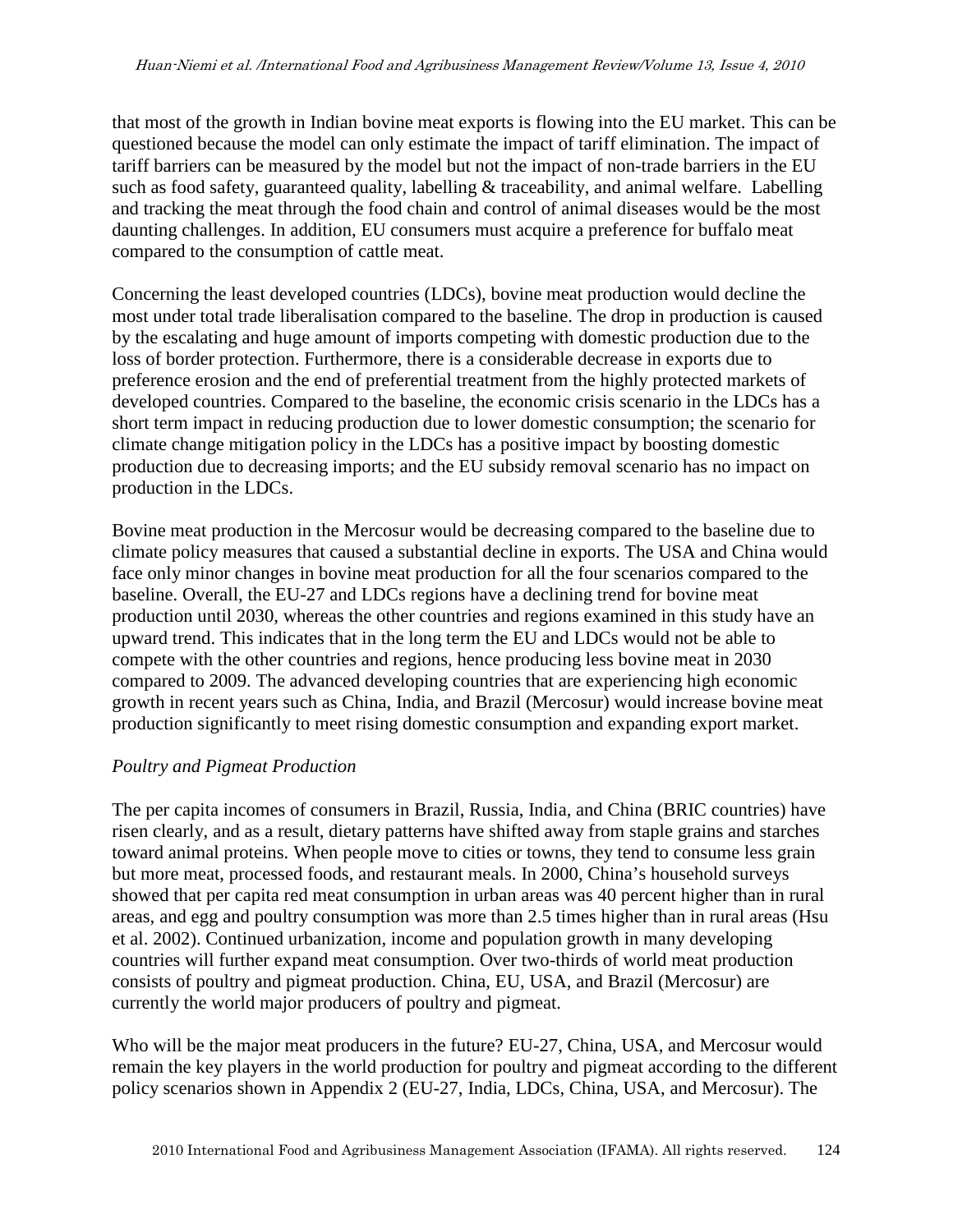that most of the growth in Indian bovine meat exports is flowing into the EU market. This can be questioned because the model can only estimate the impact of tariff elimination. The impact of tariff barriers can be measured by the model but not the impact of non-trade barriers in the EU such as food safety, guaranteed quality, labelling & traceability, and animal welfare. Labelling and tracking the meat through the food chain and control of animal diseases would be the most daunting challenges. In addition, EU consumers must acquire a preference for buffalo meat compared to the consumption of cattle meat.

Concerning the least developed countries (LDCs), bovine meat production would decline the most under total trade liberalisation compared to the baseline. The drop in production is caused by the escalating and huge amount of imports competing with domestic production due to the loss of border protection. Furthermore, there is a considerable decrease in exports due to preference erosion and the end of preferential treatment from the highly protected markets of developed countries. Compared to the baseline, the economic crisis scenario in the LDCs has a short term impact in reducing production due to lower domestic consumption; the scenario for climate change mitigation policy in the LDCs has a positive impact by boosting domestic production due to decreasing imports; and the EU subsidy removal scenario has no impact on production in the LDCs.

Bovine meat production in the Mercosur would be decreasing compared to the baseline due to climate policy measures that caused a substantial decline in exports. The USA and China would face only minor changes in bovine meat production for all the four scenarios compared to the baseline. Overall, the EU-27 and LDCs regions have a declining trend for bovine meat production until 2030, whereas the other countries and regions examined in this study have an upward trend. This indicates that in the long term the EU and LDCs would not be able to compete with the other countries and regions, hence producing less bovine meat in 2030 compared to 2009. The advanced developing countries that are experiencing high economic growth in recent years such as China, India, and Brazil (Mercosur) would increase bovine meat production significantly to meet rising domestic consumption and expanding export market.

*Poultry and Pigmeat Production*

The per capita incomes of consumers in Brazil, Russia, India, and China (BRIC countries) have risen clearly, and as a result, dietary patterns have shifted away from staple grains and starches toward animal proteins. When people move to cities or towns, they tend to consume less grain but more meat, processed foods, and restaurant meals. In 2000, China's household surveys showed that per capita red meat consumption in urban areas was 40 percent higher than in rural areas, and egg and poultry consumption was more than 2.5 times higher than in rural areas (Hsu et al. 2002). Continued urbanization, income and population growth in many developing countries will further expand meat consumption. Over two-thirds of world meat production consists of poultry and pigmeat production. China, EU, USA, and Brazil (Mercosur) are currently the world major producers of poultry and pigmeat.

Who will be the major meat producers in the future? EU-27, China, USA, and Mercosur would remain the key players in the world production for poultry and pigmeat according to the different policy scenarios shown in Appendix 2 (EU-27, India, LDCs, China, USA, and Mercosur). The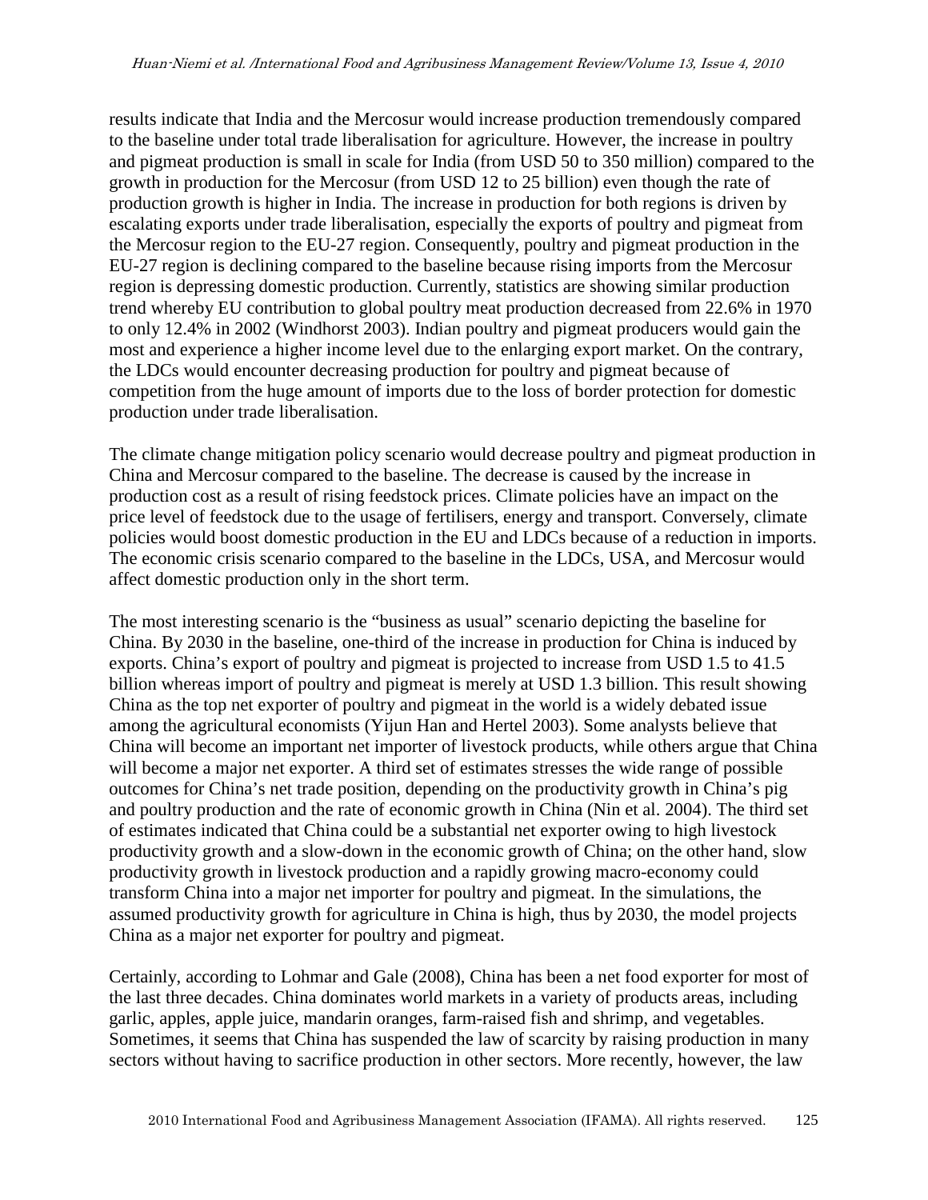results indicate that India and the Mercosur would increase production tremendously compared to the baseline under total trade liberalisation for agriculture. However, the increase in poultry and pigmeat production is small in scale for India (from USD 50 to 350 million) compared to the growth in production for the Mercosur (from USD 12 to 25 billion) even though the rate of production growth is higher in India. The increase in production for both regions is driven by escalating exports under trade liberalisation, especially the exports of poultry and pigmeat from the Mercosur region to the EU-27 region. Consequently, poultry and pigmeat production in the EU-27 region is declining compared to the baseline because rising imports from the Mercosur region is depressing domestic production. Currently, statistics are showing similar production trend whereby EU contribution to global poultry meat production decreased from 22.6% in 1970 to only 12.4% in 2002 (Windhorst 2003). Indian poultry and pigmeat producers would gain the most and experience a higher income level due to the enlarging export market. On the contrary, the LDCs would encounter decreasing production for poultry and pigmeat because of competition from the huge amount of imports due to the loss of border protection for domestic production under trade liberalisation.

The climate change mitigation policy scenario would decrease poultry and pigmeat production in China and Mercosur compared to the baseline. The decrease is caused by the increase in production cost as a result of rising feedstock prices. Climate policies have an impact on the price level of feedstock due to the usage of fertilisers, energy and transport. Conversely, climate policies would boost domestic production in the EU and LDCs because of a reduction in imports. The economic crisis scenario compared to the baseline in the LDCs, USA, and Mercosur would affect domestic production only in the short term.

The most interesting scenario is the "business as usual" scenario depicting the baseline for China. By 2030 in the baseline, one-third of the increase in production for China is induced by exports. China's export of poultry and pigmeat is projected to increase from USD 1.5 to 41.5 billion whereas import of poultry and pigmeat is merely at USD 1.3 billion. This result showing China as the top net exporter of poultry and pigmeat in the world is a widely debated issue among the agricultural economists (Yijun Han and Hertel 2003). Some analysts believe that China will become an important net importer of livestock products, while others argue that China will become a major net exporter. A third set of estimates stresses the wide range of possible outcomes for China's net trade position, depending on the productivity growth in China's pig and poultry production and the rate of economic growth in China (Nin et al. 2004). The third set of estimates indicated that China could be a substantial net exporter owing to high livestock productivity growth and a slow-down in the economic growth of China; on the other hand, slow productivity growth in livestock production and a rapidly growing macro-economy could transform China into a major net importer for poultry and pigmeat. In the simulations, the assumed productivity growth for agriculture in China is high, thus by 2030, the model projects China as a major net exporter for poultry and pigmeat.

Certainly, according to Lohmar and Gale (2008), China has been a net food exporter for most of the last three decades. China dominates world markets in a variety of products areas, including garlic, apples, apple juice, mandarin oranges, farm-raised fish and shrimp, and vegetables. Sometimes, it seems that China has suspended the law of scarcity by raising production in many sectors without having to sacrifice production in other sectors. More recently, however, the law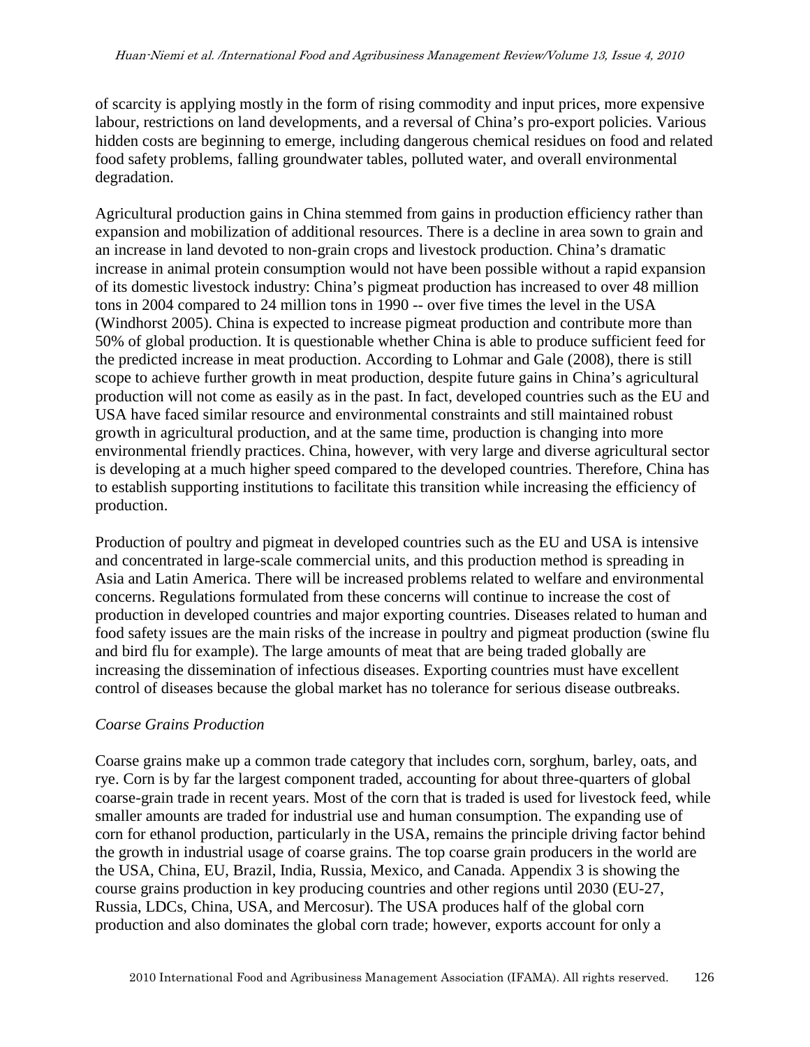of scarcity is applying mostly in the form of rising commodity and input prices, more expensive labour, restrictions on land developments, and a reversal of China's pro-export policies. Various hidden costs are beginning to emerge, including dangerous chemical residues on food and related food safety problems, falling groundwater tables, polluted water, and overall environmental degradation.

Agricultural production gains in China stemmed from gains in production efficiency rather than expansion and mobilization of additional resources. There is a decline in area sown to grain and an increase in land devoted to non-grain crops and livestock production. China's dramatic increase in animal protein consumption would not have been possible without a rapid expansion of its domestic livestock industry: China's pigmeat production has increased to over 48 million tons in 2004 compared to 24 million tons in 1990 -- over five times the level in the USA (Windhorst 2005). China is expected to increase pigmeat production and contribute more than 50% of global production. It is questionable whether China is able to produce sufficient feed for the predicted increase in meat production. According to Lohmar and Gale (2008), there is still scope to achieve further growth in meat production, despite future gains in China's agricultural production will not come as easily as in the past. In fact, developed countries such as the EU and USA have faced similar resource and environmental constraints and still maintained robust growth in agricultural production, and at the same time, production is changing into more environmental friendly practices. China, however, with very large and diverse agricultural sector is developing at a much higher speed compared to the developed countries. Therefore, China has to establish supporting institutions to facilitate this transition while increasing the efficiency of production.

Production of poultry and pigmeat in developed countries such as the EU and USA is intensive and concentrated in large-scale commercial units, and this production method is spreading in Asia and Latin America. There will be increased problems related to welfare and environmental concerns. Regulations formulated from these concerns will continue to increase the cost of production in developed countries and major exporting countries. Diseases related to human and food safety issues are the main risks of the increase in poultry and pigmeat production (swine flu and bird flu for example). The large amounts of meat that are being traded globally are increasing the dissemination of infectious diseases. Exporting countries must have excellent control of diseases because the global market has no tolerance for serious disease outbreaks.

*Coarse Grains Production*

Coarse grains make up a common trade category that includes corn, sorghum, barley, oats, and rye. Corn is by far the largest component traded, accounting for about three-quarters of global coarse-grain trade in recent years. Most of the corn that is traded is used for livestock feed, while smaller amounts are traded for industrial use and human consumption. The expanding use of corn for ethanol production, particularly in the USA, remains the principle driving factor behind the growth in industrial usage of coarse grains. The top coarse grain producers in the world are the USA, China, EU, Brazil, India, Russia, Mexico, and Canada. Appendix 3 is showing the course grains production in key producing countries and other regions until 2030 (EU-27, Russia, LDCs, China, USA, and Mercosur). The USA produces half of the global corn production and also dominates the global corn trade; however, exports account for only a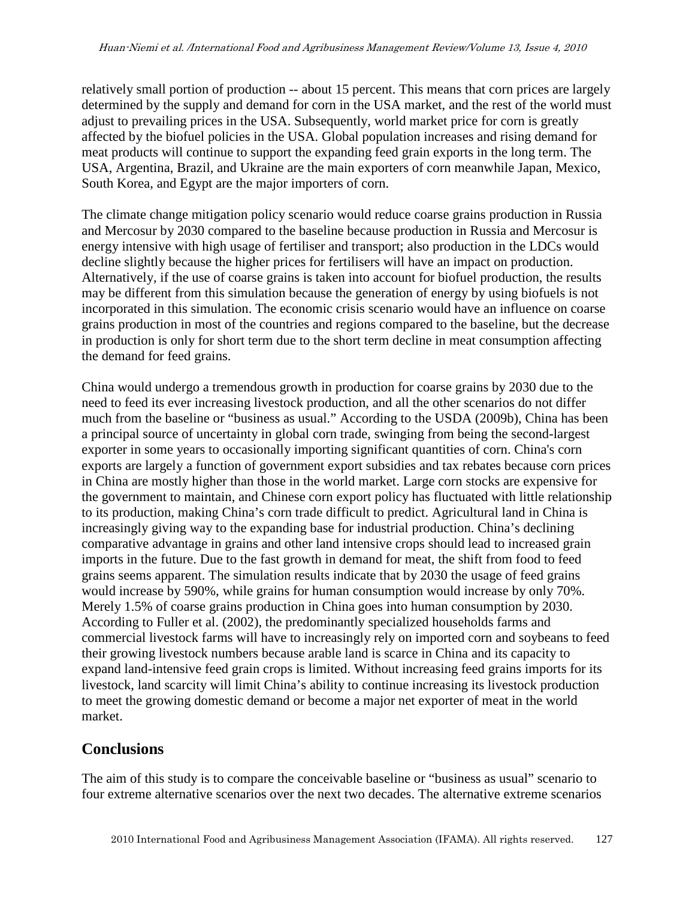relatively small portion of production -- about 15 percent. This means that corn prices are largely determined by the supply and demand for corn in the USA market, and the rest of the world must adjust to prevailing prices in the USA. Subsequently, world market price for corn is greatly affected by the biofuel policies in the USA. Global population increases and rising demand for meat products will continue to support the expanding feed grain exports in the long term. The USA, Argentina, Brazil, and Ukraine are the main exporters of corn meanwhile Japan, Mexico, South Korea, and Egypt are the major importers of corn.

The climate change mitigation policy scenario would reduce coarse grains production in Russia and Mercosur by 2030 compared to the baseline because production in Russia and Mercosur is energy intensive with high usage of fertiliser and transport; also production in the LDCs would decline slightly because the higher prices for fertilisers will have an impact on production. Alternatively, if the use of coarse grains is taken into account for biofuel production, the results may be different from this simulation because the generation of energy by using biofuels is not incorporated in this simulation. The economic crisis scenario would have an influence on coarse grains production in most of the countries and regions compared to the baseline, but the decrease in production is only for short term due to the short term decline in meat consumption affecting the demand for feed grains.

China would undergo a tremendous growth in production for coarse grains by 2030 due to the need to feed its ever increasing livestock production, and all the other scenarios do not differ much from the baseline or "business as usual." According to the USDA (2009b), China has been a principal source of uncertainty in global corn trade, swinging from being the second-largest exporter in some years to occasionally importing significant quantities of corn. China's corn exports are largely a function of government export subsidies and tax rebates because corn prices in China are mostly higher than those in the world market. Large corn stocks are expensive for the government to maintain, and Chinese corn export policy has fluctuated with little relationship to its production, making China's corn trade difficult to predict. Agricultural land in China is increasingly giving way to the expanding base for industrial production. China's declining comparative advantage in grains and other land intensive crops should lead to increased grain imports in the future. Due to the fast growth in demand for meat, the shift from food to feed grains seems apparent. The simulation results indicate that by 2030 the usage of feed grains would increase by 590%, while grains for human consumption would increase by only 70%. Merely 1.5% of coarse grains production in China goes into human consumption by 2030. According to Fuller et al. (2002), the predominantly specialized households farms and commercial livestock farms will have to increasingly rely on imported corn and soybeans to feed their growing livestock numbers because arable land is scarce in China and its capacity to expand land-intensive feed grain crops is limited. Without increasing feed grains imports for its livestock, land scarcity will limit China's ability to continue increasing its livestock production to meet the growing domestic demand or become a major net exporter of meat in the world market.

## Conclusions

The aim of this study is to compare the conceivable baseline or "business as usual" scenario to four extreme alternative scenarios over the next two decades. The alternative extreme scenarios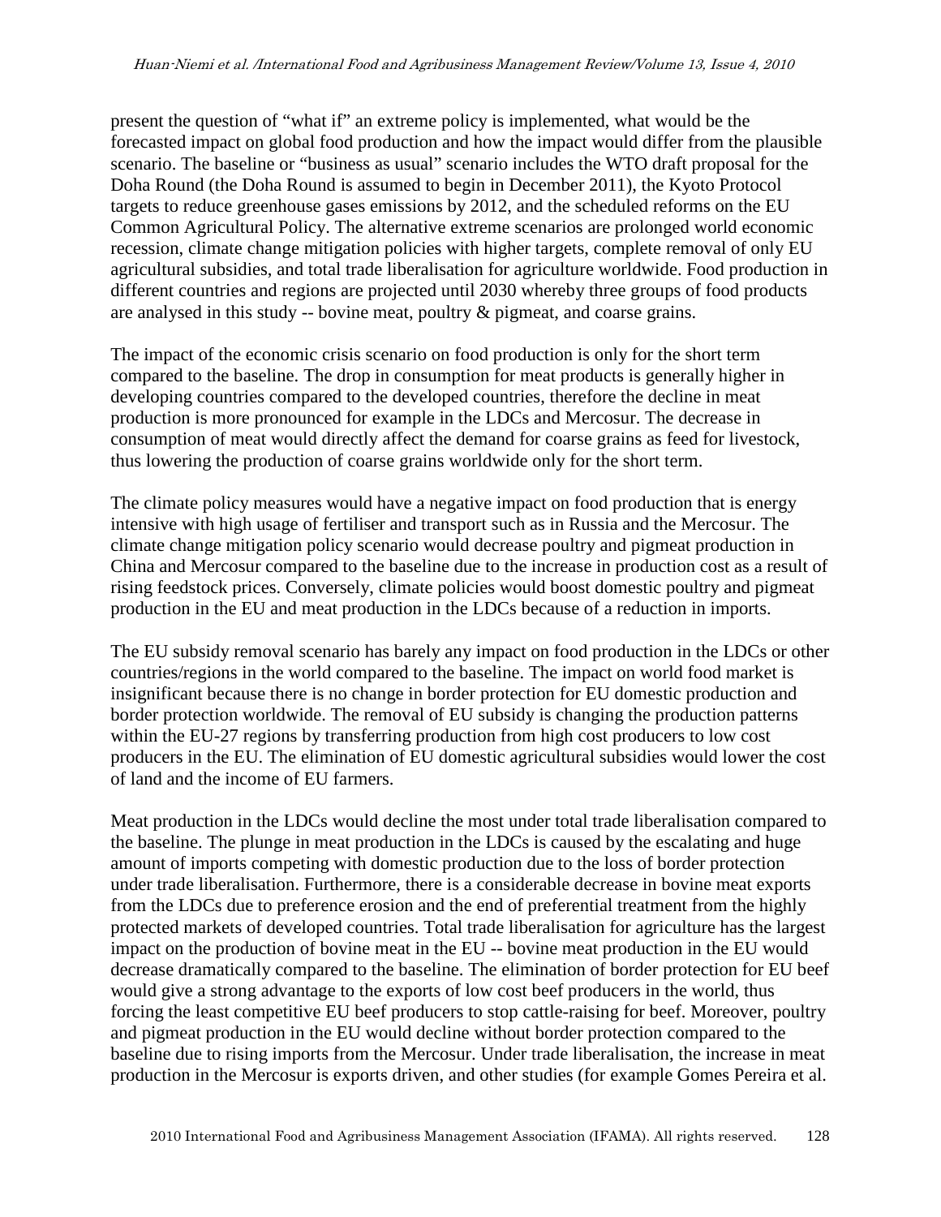present the question of "what if" an extreme policy is implemented, what would be the forecasted impact on global food production and how the impact would differ from the plausible scenario. The baseline or "business as usual" scenario includes the WTO draft proposal for the Doha Round (the Doha Round is assumed to begin in December 2011), the Kyoto Protocol targets to reduce greenhouse gases emissions by 2012, and the scheduled reforms on the EU Common Agricultural Policy. The alternative extreme scenarios are prolonged world economic recession, climate change mitigation policies with higher targets, complete removal of only EU agricultural subsidies, and total trade liberalisation for agriculture worldwide. Food production in different countries and regions are projected until 2030 whereby three groups of food products are analysed in this study -- bovine meat, poultry & pigmeat, and coarse grains.

The impact of the economic crisis scenario on food production is only for the short term compared to the baseline. The drop in consumption for meat products is generally higher in developing countries compared to the developed countries, therefore the decline in meat production is more pronounced for example in the LDCs and Mercosur. The decrease in consumption of meat would directly affect the demand for coarse grains as feed for livestock, thus lowering the production of coarse grains worldwide only for the short term.

The climate policy measures would have a negative impact on food production that is energy intensive with high usage of fertiliser and transport such as in Russia and the Mercosur. The climate change mitigation policy scenario would decrease poultry and pigmeat production in China and Mercosur compared to the baseline due to the increase in production cost as a result of rising feedstock prices. Conversely, climate policies would boost domestic poultry and pigmeat production in the EU and meat production in the LDCs because of a reduction in imports.

The EU subsidy removal scenario has barely any impact on food production in the LDCs or other countries/regions in the world compared to the baseline. The impact on world food market is insignificant because there is no change in border protection for EU domestic production and border protection worldwide. The removal of EU subsidy is changing the production patterns within the EU-27 regions by transferring production from high cost producers to low cost producers in the EU. The elimination of EU domestic agricultural subsidies would lower the cost of land and the income of EU farmers.

Meat production in the LDCs would decline the most under total trade liberalisation compared to the baseline. The plunge in meat production in the LDCs is caused by the escalating and huge amount of imports competing with domestic production due to the loss of border protection under trade liberalisation. Furthermore, there is a considerable decrease in bovine meat exports from the LDCs due to preference erosion and the end of preferential treatment from the highly protected markets of developed countries. Total trade liberalisation for agriculture has the largest impact on the production of bovine meat in the EU -- bovine meat production in the EU would decrease dramatically compared to the baseline. The elimination of border protection for EU beef would give a strong advantage to the exports of low cost beef producers in the world, thus forcing the least competitive EU beef producers to stop cattle-raising for beef. Moreover, poultry and pigmeat production in the EU would decline without border protection compared to the baseline due to rising imports from the Mercosur. Under trade liberalisation, the increase in meat production in the Mercosur is exports driven, and other studies (for example Gomes Pereira et al.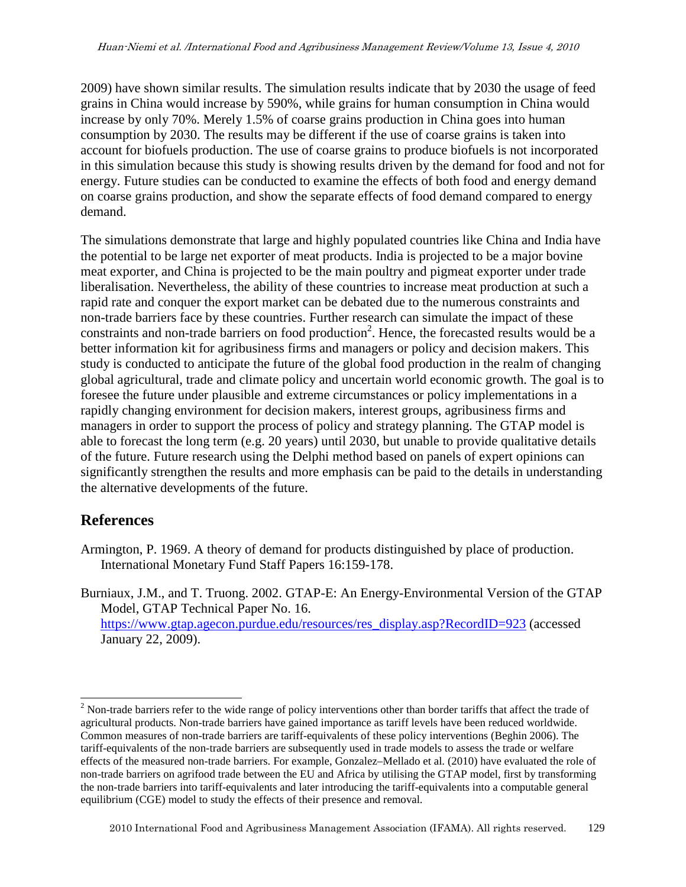2009) have shown similar results. The simulation results indicate that by 2030 the usage of feed grains in China would increase by 590%, while grains for human consumption in China would increase by only 70%. Merely 1.5% of coarse grains production in China goes into human consumption by 2030. The results may be different if the use of coarse grains is taken into account for biofuels production. The use of coarse grains to produce biofuels is not incorporated in this simulation because this study is showing results driven by the demand for food and not for energy. Future studies can be conducted to examine the effects of both food and energy demand on coarse grains production, and show the separate effects of food demand compared to energy demand.

The simulations demonstrate that large and highly populated countries like China and India have the potential to be large net exporter of meat products. India is projected to be a major bovine meat exporter, and China is projected to be the main poultry and pigmeat exporter under trade liberalisation. Nevertheless, the ability of these countries to increase meat production at such a rapid rate and conquer the export market can be debated due to the numerous constraints and non-trade barriers face by these countries. Further research can simulate the impact of these constraints and non-trade barriers on food production[2]. Hence, the forecasted results would be a better information kit for agribusiness firms and managers or policy and decision makers. This study is conducted to anticipate the future of the global food production in the realm of changing global agricultural, trade and climate policy and uncertain world economic growth. The goal is to foresee the future under plausible and extreme circumstances or policy implementations in a rapidly changing environment for decision makers, interest groups, agribusiness firms and managers in order to support the process of policy and strategy planning. The GTAP model is able to forecast the long term (e.g. 20 years) until 2030, but unable to provide qualitative details of the future. Future research using the Delphi method based on panels of expert opinions can significantly strengthen the results and more emphasis can be paid to the details in understanding the alternative developments of the future.

## References

Armington, P. 1969. A theory of demand for products distinguished by place of production. International Monetary Fund Staff Papers 16:159-178.

Burniaux, J.M., and T. Truong. 2002. GTAP-E: An Energy-Environmental Version of the GTAP Model, GTAP Technical Paper No. 16. https://www.gtap.agecon.purdue.edu/resources/res_display.asp?RecordID=923 (accessed January 22, 2009).

---

[2] Non-trade barriers refer to the wide range of policy interventions other than border tariffs that affect the trade of agricultural products. Non-trade barriers have gained importance as tariff levels have been reduced worldwide. Common measures of non-trade barriers are tariff-equivalents of these policy interventions (Beghin 2006). The tariff-equivalents of the non-trade barriers are subsequently used in trade models to assess the trade or welfare effects of the measured non-trade barriers. For example, Gonzalez–Mellado et al. (2010) have evaluated the role of non-trade barriers on agrifood trade between the EU and Africa by utilising the GTAP model, first by transforming the non-trade barriers into tariff-equivalents and later introducing the tariff-equivalents into a computable general equilibrium (CGE) model to study the effects of their presence and removal.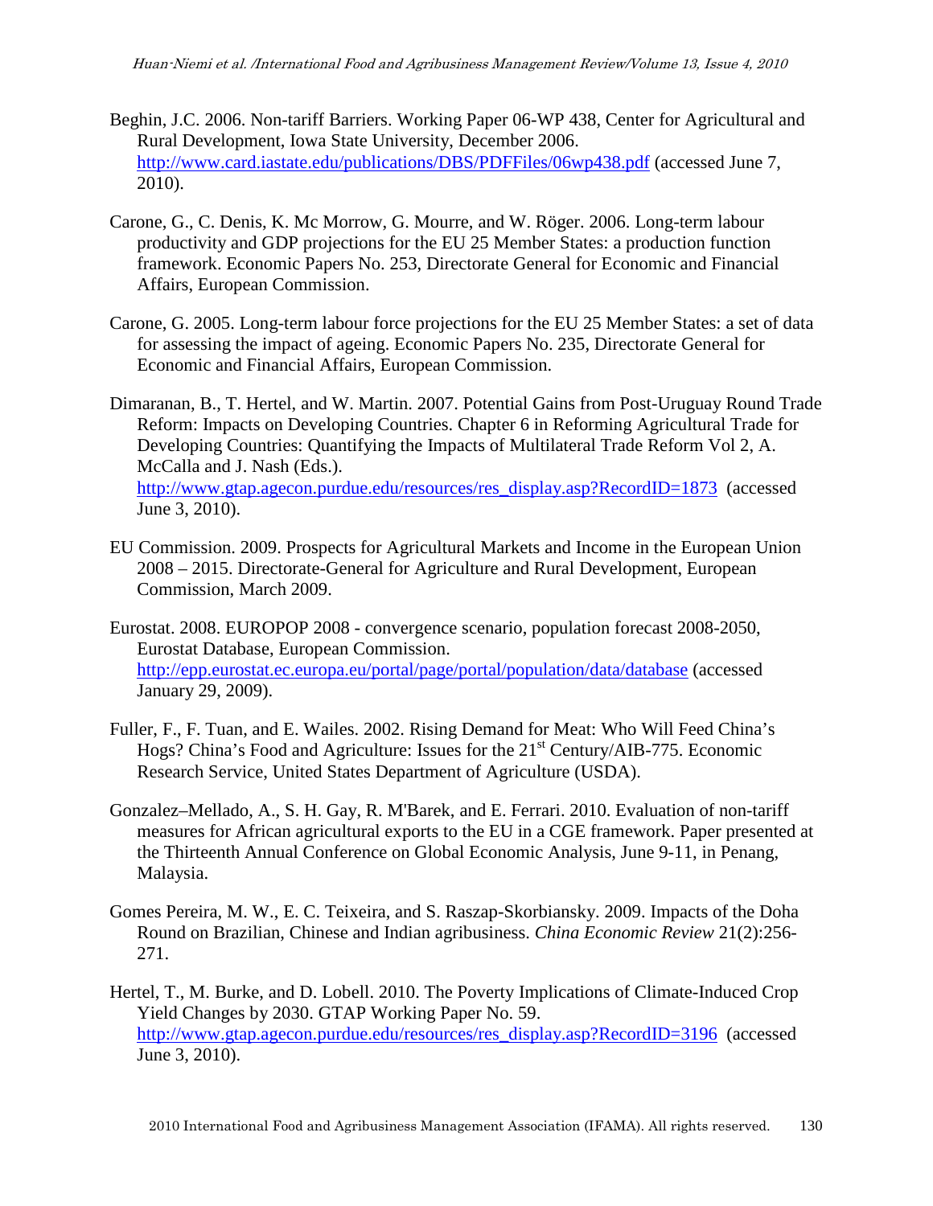Beghin, J.C. 2006. Non-tariff Barriers. Working Paper 06-WP 438, Center for Agricultural and Rural Development, Iowa State University, December 2006. http://www.card.iastate.edu/publications/DBS/PDFFiles/06wp438.pdf (accessed June 7, 2010).

Carone, G., C. Denis, K. Mc Morrow, G. Mourre, and W. Röger. 2006. Long-term labour productivity and GDP projections for the EU 25 Member States: a production function framework. Economic Papers No. 253, Directorate General for Economic and Financial Affairs, European Commission.

Carone, G. 2005. Long-term labour force projections for the EU 25 Member States: a set of data for assessing the impact of ageing. Economic Papers No. 235, Directorate General for Economic and Financial Affairs, European Commission.

Dimaranan, B., T. Hertel, and W. Martin. 2007. Potential Gains from Post-Uruguay Round Trade Reform: Impacts on Developing Countries. Chapter 6 in Reforming Agricultural Trade for Developing Countries: Quantifying the Impacts of Multilateral Trade Reform Vol 2, A. McCalla and J. Nash (Eds.). http://www.gtap.agecon.purdue.edu/resources/res_display.asp?RecordID=1873 (accessed June 3, 2010).

EU Commission. 2009. Prospects for Agricultural Markets and Income in the European Union 2008 – 2015. Directorate-General for Agriculture and Rural Development, European Commission, March 2009.

Eurostat. 2008. EUROPOP 2008 - convergence scenario, population forecast 2008-2050, Eurostat Database, European Commission. http://epp.eurostat.ec.europa.eu/portal/page/portal/population/data/database (accessed January 29, 2009).

Fuller, F., F. Tuan, and E. Wailes. 2002. Rising Demand for Meat: Who Will Feed China's Hogs? China's Food and Agriculture: Issues for the 21st Century/AIB-775. Economic Research Service, United States Department of Agriculture (USDA).

Gonzalez–Mellado, A., S. H. Gay, R. M'Barek, and E. Ferrari. 2010. Evaluation of non-tariff measures for African agricultural exports to the EU in a CGE framework. Paper presented at the Thirteenth Annual Conference on Global Economic Analysis, June 9-11, in Penang, Malaysia.

Gomes Pereira, M. W., E. C. Teixeira, and S. Raszap-Skorbiansky. 2009. Impacts of the Doha Round on Brazilian, Chinese and Indian agribusiness. *China Economic Review* 21(2):256-271.

Hertel, T., M. Burke, and D. Lobell. 2010. The Poverty Implications of Climate-Induced Crop Yield Changes by 2030. GTAP Working Paper No. 59. http://www.gtap.agecon.purdue.edu/resources/res_display.asp?RecordID=3196 (accessed June 3, 2010).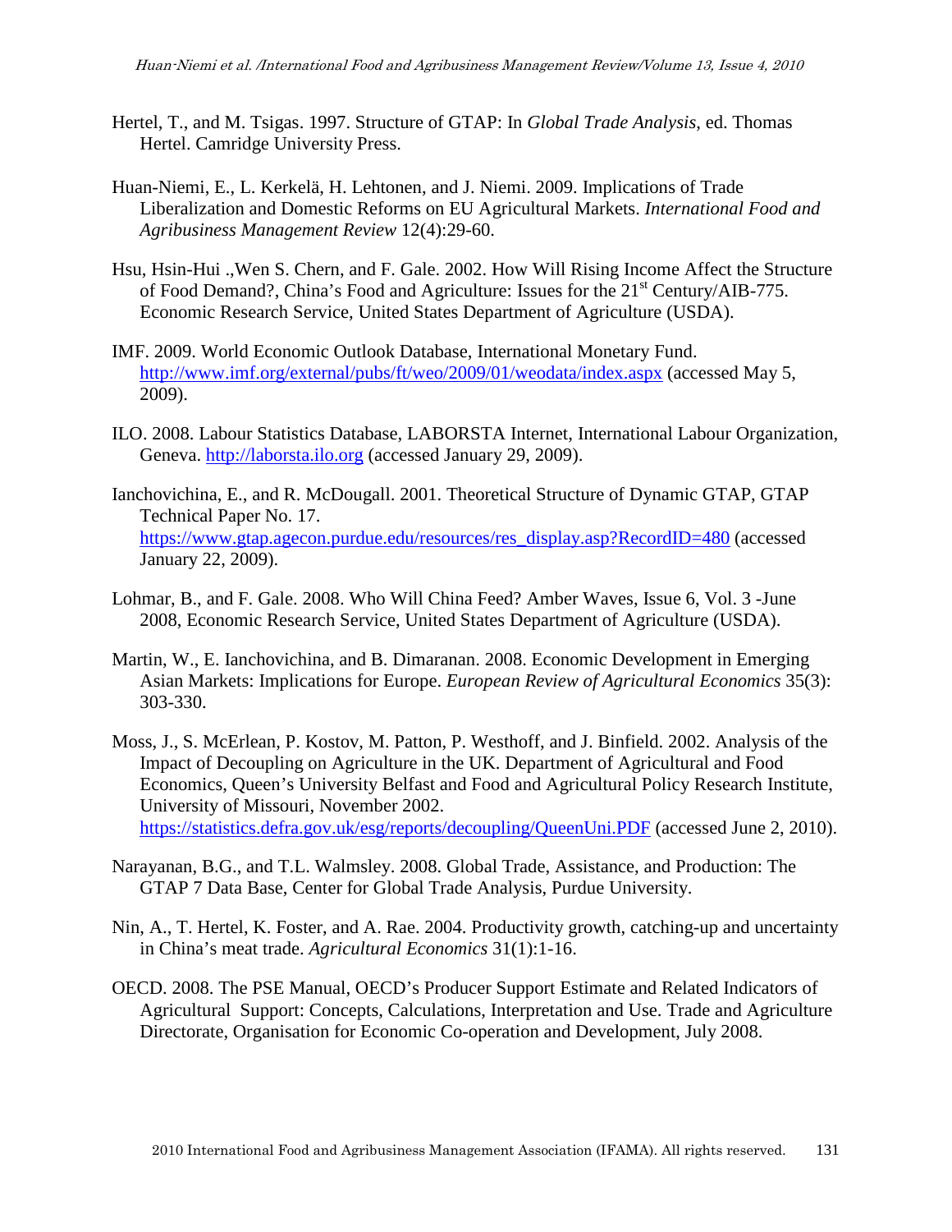Hertel, T., and M. Tsigas. 1997. Structure of GTAP: In *Global Trade Analysis*, ed. Thomas Hertel. Camridge University Press.

Huan-Niemi, E., L. Kerkelä, H. Lehtonen, and J. Niemi. 2009. Implications of Trade Liberalization and Domestic Reforms on EU Agricultural Markets. *International Food and Agribusiness Management Review* 12(4):29-60.

Hsu, Hsin-Hui .,Wen S. Chern, and F. Gale. 2002. How Will Rising Income Affect the Structure of Food Demand?, China's Food and Agriculture: Issues for the 21st Century/AIB-775. Economic Research Service, United States Department of Agriculture (USDA).

IMF. 2009. World Economic Outlook Database, International Monetary Fund. http://www.imf.org/external/pubs/ft/weo/2009/01/weodata/index.aspx (accessed May 5, 2009).

ILO. 2008. Labour Statistics Database, LABORSTA Internet, International Labour Organization, Geneva. http://laborsta.ilo.org (accessed January 29, 2009).

Ianchovichina, E., and R. McDougall. 2001. Theoretical Structure of Dynamic GTAP, GTAP Technical Paper No. 17. https://www.gtap.agecon.purdue.edu/resources/res_display.asp?RecordID=480 (accessed January 22, 2009).

Lohmar, B., and F. Gale. 2008. Who Will China Feed? Amber Waves, Issue 6, Vol. 3 -June 2008, Economic Research Service, United States Department of Agriculture (USDA).

Martin, W., E. Ianchovichina, and B. Dimaranan. 2008. Economic Development in Emerging Asian Markets: Implications for Europe. *European Review of Agricultural Economics* 35(3): 303-330.

Moss, J., S. McErlean, P. Kostov, M. Patton, P. Westhoff, and J. Binfield. 2002. Analysis of the Impact of Decoupling on Agriculture in the UK. Department of Agricultural and Food Economics, Queen's University Belfast and Food and Agricultural Policy Research Institute, University of Missouri, November 2002. https://statistics.defra.gov.uk/esg/reports/decoupling/QueenUni.PDF (accessed June 2, 2010).

Narayanan, B.G., and T.L. Walmsley. 2008. Global Trade, Assistance, and Production: The GTAP 7 Data Base, Center for Global Trade Analysis, Purdue University.

Nin, A., T. Hertel, K. Foster, and A. Rae. 2004. Productivity growth, catching-up and uncertainty in China's meat trade. *Agricultural Economics* 31(1):1-16.

OECD. 2008. The PSE Manual, OECD's Producer Support Estimate and Related Indicators of Agricultural Support: Concepts, Calculations, Interpretation and Use. Trade and Agriculture Directorate, Organisation for Economic Co-operation and Development, July 2008.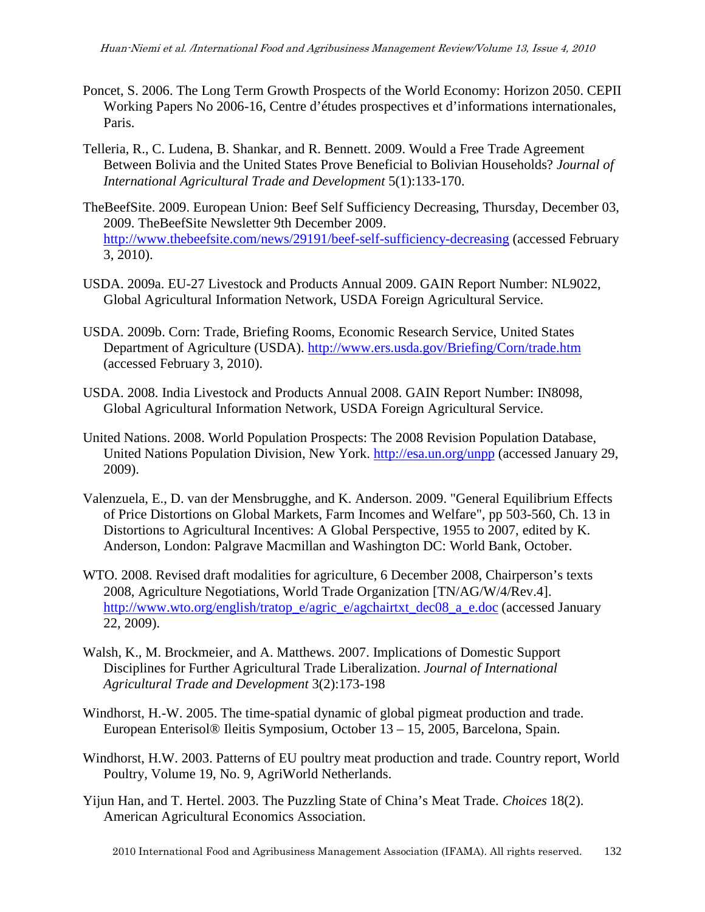Poncet, S. 2006. The Long Term Growth Prospects of the World Economy: Horizon 2050. CEPII Working Papers No 2006-16, Centre d'études prospectives et d'informations internationales, Paris.

Telleria, R., C. Ludena, B. Shankar, and R. Bennett. 2009. Would a Free Trade Agreement Between Bolivia and the United States Prove Beneficial to Bolivian Households? *Journal of International Agricultural Trade and Development* 5(1):133-170.

TheBeefSite. 2009. European Union: Beef Self Sufficiency Decreasing, Thursday, December 03, 2009. TheBeefSite Newsletter 9th December 2009. http://www.thebeefsite.com/news/29191/beef-self-sufficiency-decreasing (accessed February 3, 2010).

USDA. 2009a. EU-27 Livestock and Products Annual 2009. GAIN Report Number: NL9022, Global Agricultural Information Network, USDA Foreign Agricultural Service.

USDA. 2009b. Corn: Trade, Briefing Rooms, Economic Research Service, United States Department of Agriculture (USDA). http://www.ers.usda.gov/Briefing/Corn/trade.htm (accessed February 3, 2010).

USDA. 2008. India Livestock and Products Annual 2008. GAIN Report Number: IN8098, Global Agricultural Information Network, USDA Foreign Agricultural Service.

United Nations. 2008. World Population Prospects: The 2008 Revision Population Database, United Nations Population Division, New York. http://esa.un.org/unpp (accessed January 29, 2009).

Valenzuela, E., D. van der Mensbrugghe, and K. Anderson. 2009. "General Equilibrium Effects of Price Distortions on Global Markets, Farm Incomes and Welfare", pp 503-560, Ch. 13 in Distortions to Agricultural Incentives: A Global Perspective, 1955 to 2007, edited by K. Anderson, London: Palgrave Macmillan and Washington DC: World Bank, October.

WTO. 2008. Revised draft modalities for agriculture, 6 December 2008, Chairperson's texts 2008, Agriculture Negotiations, World Trade Organization [TN/AG/W/4/Rev.4]. http://www.wto.org/english/tratop_e/agric_e/agchairtxt_dec08_a_e.doc (accessed January 22, 2009).

Walsh, K., M. Brockmeier, and A. Matthews. 2007. Implications of Domestic Support Disciplines for Further Agricultural Trade Liberalization. *Journal of International Agricultural Trade and Development* 3(2):173-198

Windhorst, H.-W. 2005. The time-spatial dynamic of global pigmeat production and trade. European Enterisol® Ileitis Symposium, October 13 – 15, 2005, Barcelona, Spain.

Windhorst, H.W. 2003. Patterns of EU poultry meat production and trade. Country report, World Poultry, Volume 19, No. 9, AgriWorld Netherlands.

Yijun Han, and T. Hertel. 2003. The Puzzling State of China's Meat Trade. *Choices* 18(2). American Agricultural Economics Association.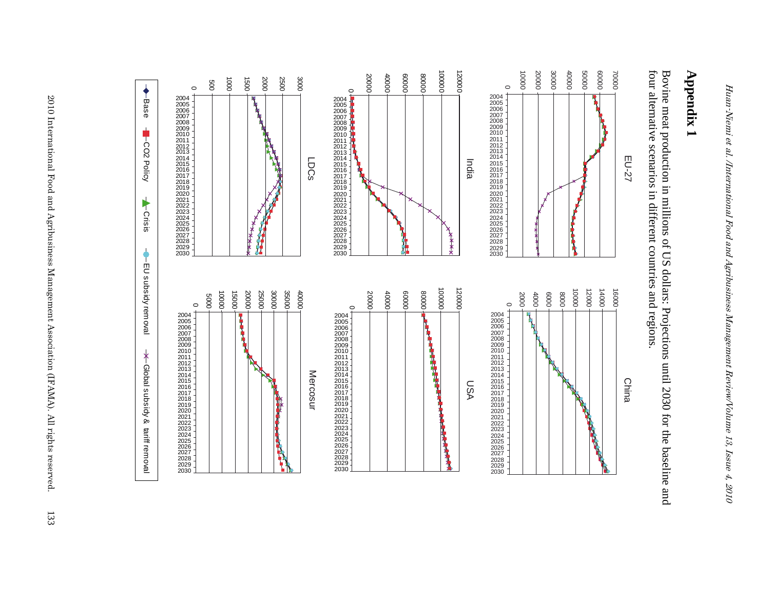# Appendix 1

Bovine meat production in millions of US dollars: Projections until 2030 for the baseline and four alternative scenarios in different countries and regions.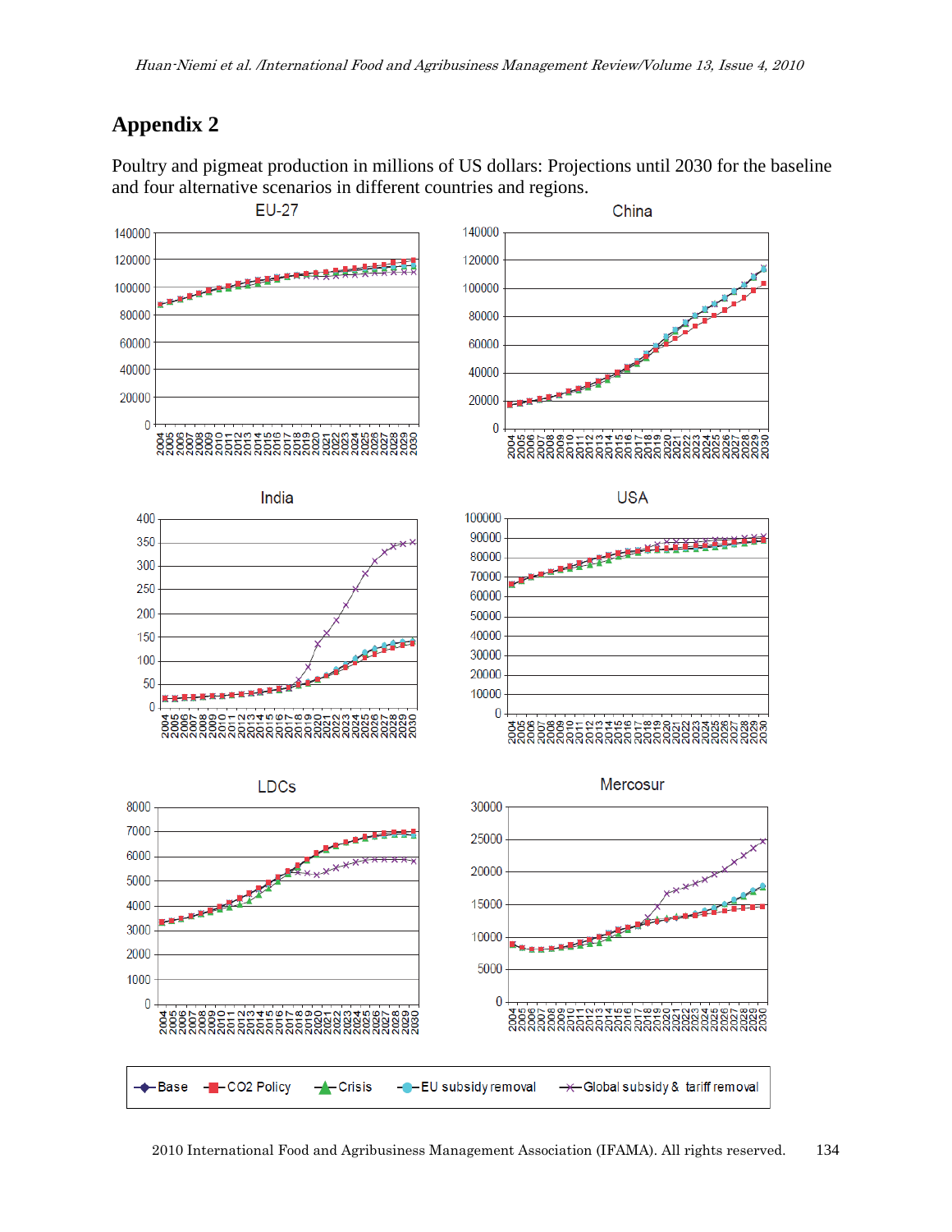# Appendix 2

Poultry and pigmeat production in millions of US dollars: Projections until 2030 for the baseline and four alternative scenarios in different countries and regions.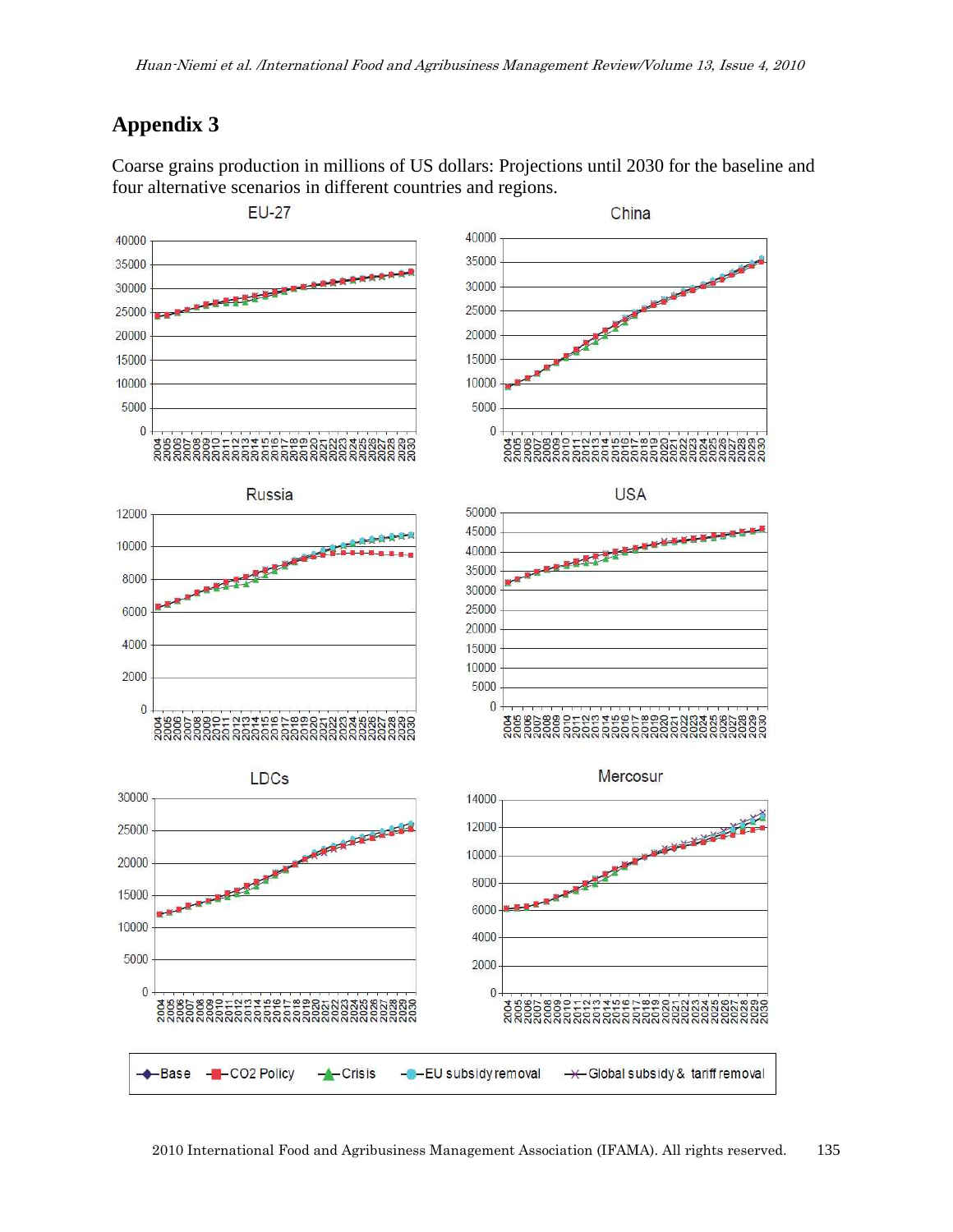## Appendix 3

Coarse grains production in millions of US dollars: Projections until 2030 for the baseline and four alternative scenarios in different countries and regions.

EU-27

40000
35000
30000
25000
20000
15000
10000
5000
0

2004 2005 2006 2007 2008 2009 2010 2011 2012 2013 2014 2015 2016 2017 2018 2019 2020 2021 2022 2023 2024 2025 2026 2027 2028 2029 2030

China

40000
35000
30000
25000
20000
15000
10000
5000
0

2004 2005 2006 2007 2008 2009 2010 2011 2012 2013 2014 2015 2016 2017 2018 2019 2020 2021 2022 2023 2024 2025 2026 2027 2028 2029 2030

Russia

12000
10000
8000
6000
4000
2000
0

2004 2005 2006 2007 2008 2009 2010 2011 2012 2013 2014 2015 2016 2017 2018 2019 2020 2021 2022 2023 2024 2025 2026 2027 2028 2029 2030

USA

50000
45000
40000
35000
30000
25000
20000
15000
10000
5000
0

2004 2005 2006 2007 2008 2009 2010 2011 2012 2013 2014 2015 2016 2017 2018 2019 2020 2021 2022 2023 2024 2025 2026 2027 2028 2029 2030

LDCs

30000
25000
20000
15000
10000
5000
0

2004 2005 2006 2007 2008 2009 2010 2011 2012 2013 2014 2015 2016 2017 2018 2019 2020 2021 2022 2023 2024 2025 2026 2027 2028 2029 2030

Mercosur

14000
12000
10000
8000
6000
4000
2000
0

2004 2005 2006 2007 2008 2009 2010 2011 2012 2013 2014 2015 2016 2017 2018 2019 2020 2021 2022 2023 2024 2025 2026 2027 2028 2029 2030

Base — CO2 Policy — Crisis — EU subsidy removal — Global subsidy & tariff removal